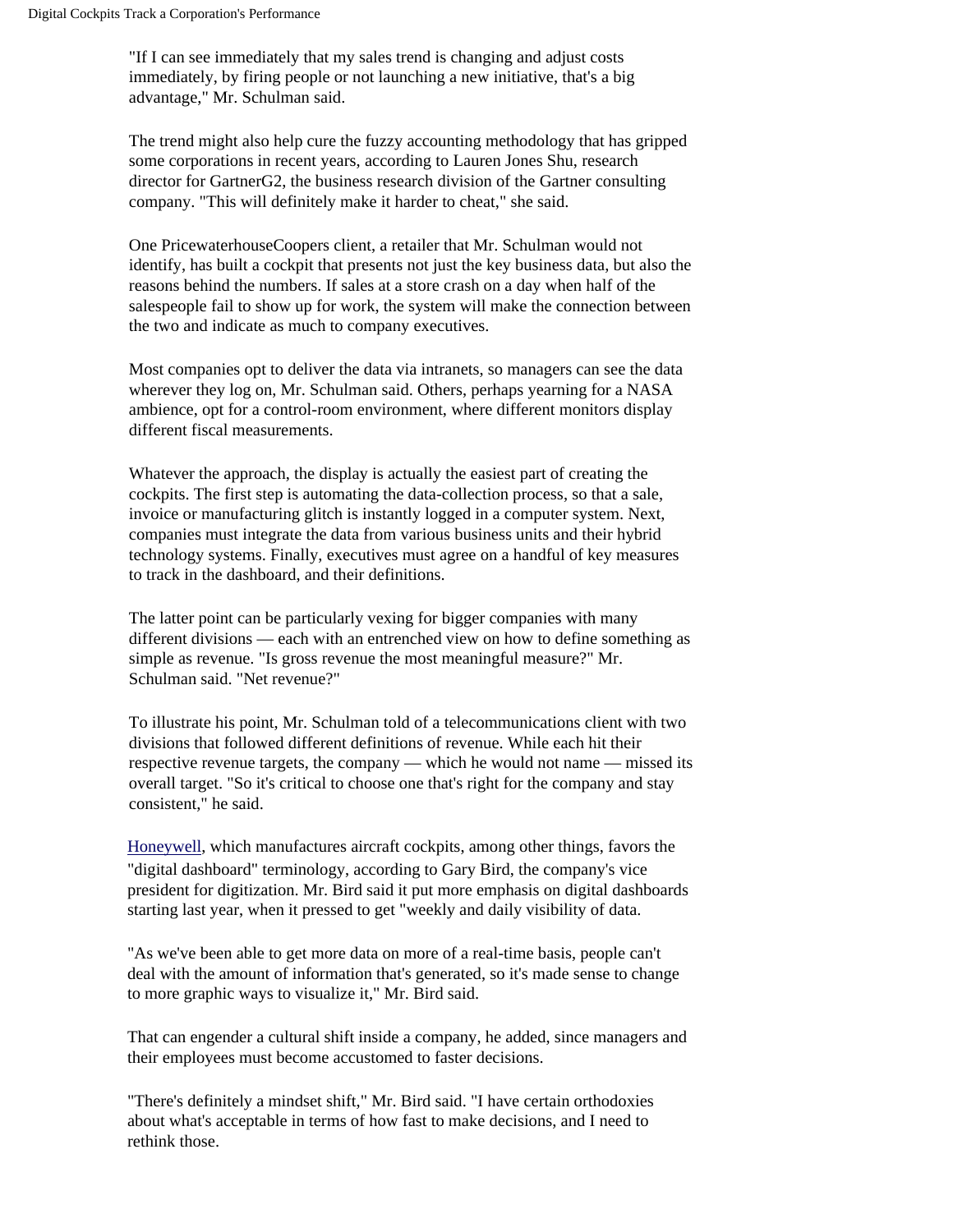"If I can see immediately that my sales trend is changing and adjust costs immediately, by firing people or not launching a new initiative, that's a big advantage," Mr. Schulman said.

The trend might also help cure the fuzzy accounting methodology that has gripped some corporations in recent years, according to Lauren Jones Shu, research director for GartnerG2, the business research division of the Gartner consulting company. "This will definitely make it harder to cheat," she said.

One PricewaterhouseCoopers client, a retailer that Mr. Schulman would not identify, has built a cockpit that presents not just the key business data, but also the reasons behind the numbers. If sales at a store crash on a day when half of the salespeople fail to show up for work, the system will make the connection between the two and indicate as much to company executives.

Most companies opt to deliver the data via intranets, so managers can see the data wherever they log on, Mr. Schulman said. Others, perhaps yearning for a NASA ambience, opt for a control-room environment, where different monitors display different fiscal measurements.

Whatever the approach, the display is actually the easiest part of creating the cockpits. The first step is automating the data-collection process, so that a sale, invoice or manufacturing glitch is instantly logged in a computer system. Next, companies must integrate the data from various business units and their hybrid technology systems. Finally, executives must agree on a handful of key measures to track in the dashboard, and their definitions.

The latter point can be particularly vexing for bigger companies with many different divisions — each with an entrenched view on how to define something as simple as revenue. "Is gross revenue the most meaningful measure?" Mr. Schulman said. "Net revenue?"

To illustrate his point, Mr. Schulman told of a telecommunications client with two divisions that followed different definitions of revenue. While each hit their respective revenue targets, the company — which he would not name — missed its overall target. "So it's critical to choose one that's right for the company and stay consistent," he said.

Honeywell, which manufactures aircraft cockpits, among other things, favors the "digital dashboard" terminology, according to Gary Bird, the company's vice president for digitization. Mr. Bird said it put more emphasis on digital dashboards starting last year, when it pressed to get "weekly and daily visibility of data.

"As we've been able to get more data on more of a real-time basis, people can't deal with the amount of information that's generated, so it's made sense to change to more graphic ways to visualize it," Mr. Bird said.

That can engender a cultural shift inside a company, he added, since managers and their employees must become accustomed to faster decisions.

"There's definitely a mindset shift," Mr. Bird said. "I have certain orthodoxies about what's acceptable in terms of how fast to make decisions, and I need to rethink those.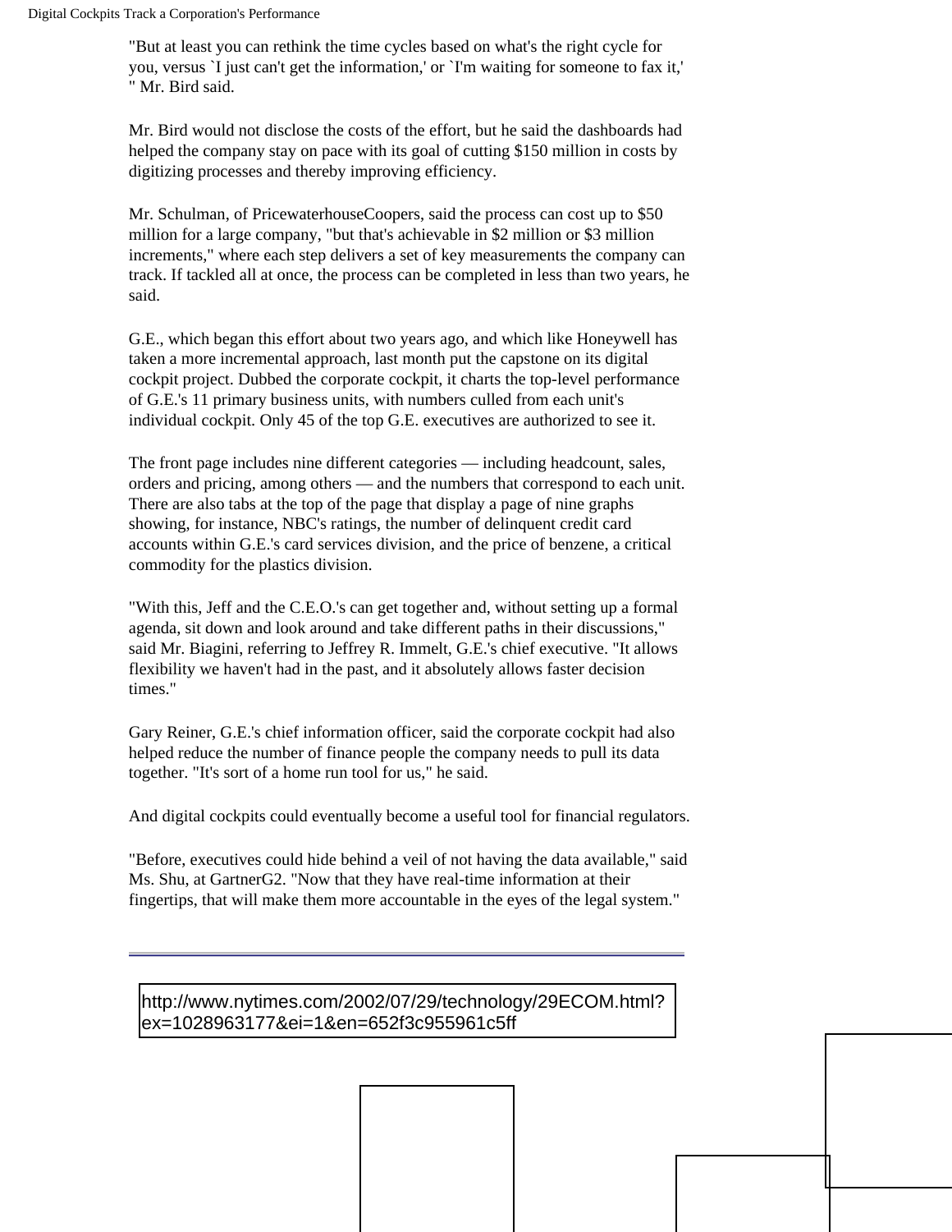"But at least you can rethink the time cycles based on what's the right cycle for you, versus `I just can't get the information,' or `I'm waiting for someone to fax it,' " Mr. Bird said.

Mr. Bird would not disclose the costs of the effort, but he said the dashboards had helped the company stay on pace with its goal of cutting $150 million in costs by digitizing processes and thereby improving efficiency.

Mr. Schulman, of PricewaterhouseCoopers, said the process can cost up to $50 million for a large company, "but that's achievable in $2 million or $3 million increments," where each step delivers a set of key measurements the company can track. If tackled all at once, the process can be completed in less than two years, he said.

G.E., which began this effort about two years ago, and which like Honeywell has taken a more incremental approach, last month put the capstone on its digital cockpit project. Dubbed the corporate cockpit, it charts the top-level performance of G.E.'s 11 primary business units, with numbers culled from each unit's individual cockpit. Only 45 of the top G.E. executives are authorized to see it.

The front page includes nine different categories — including headcount, sales, orders and pricing, among others — and the numbers that correspond to each unit. There are also tabs at the top of the page that display a page of nine graphs showing, for instance, NBC's ratings, the number of delinquent credit card accounts within G.E.'s card services division, and the price of benzene, a critical commodity for the plastics division.

"With this, Jeff and the C.E.O.'s can get together and, without setting up a formal agenda, sit down and look around and take different paths in their discussions," said Mr. Biagini, referring to Jeffrey R. Immelt, G.E.'s chief executive. "It allows flexibility we haven't had in the past, and it absolutely allows faster decision times."

Gary Reiner, G.E.'s chief information officer, said the corporate cockpit had also helped reduce the number of finance people the company needs to pull its data together. "It's sort of a home run tool for us," he said.

And digital cockpits could eventually become a useful tool for financial regulators.

"Before, executives could hide behind a veil of not having the data available," said Ms. Shu, at GartnerG2. "Now that they have real-time information at their fingertips, that will make them more accountable in the eyes of the legal system."

---

http://www.nytimes.com/2002/07/29/technology/29ECOM.html?ex=1028963177&ei=1&en=652f3c955961c5ff